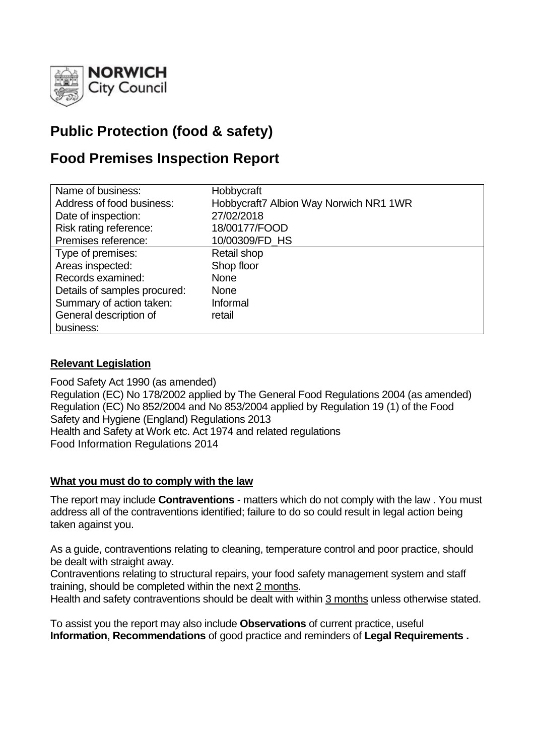**NORWICH**
City Council

# Public Protection (food & safety)

# Food Premises Inspection Report

| | |
|---|---|
| Name of business: | Hobbycraft |
| Address of food business: | Hobbycraft7 Albion Way Norwich NR1 1WR |
| Date of inspection: | 27/02/2018 |
| Risk rating reference: | 18/00177/FOOD |
| Premises reference: | 10/00309/FD_HS |
| Type of premises: | Retail shop |
| Areas inspected: | Shop floor |
| Records examined: | None |
| Details of samples procured: | None |
| Summary of action taken: | Informal |
| General description of business: | retail |

**Relevant Legislation**

Food Safety Act 1990 (as amended)
Regulation (EC) No 178/2002 applied by The General Food Regulations 2004 (as amended)
Regulation (EC) No 852/2004 and No 853/2004 applied by Regulation 19 (1) of the Food Safety and Hygiene (England) Regulations 2013
Health and Safety at Work etc. Act 1974 and related regulations
Food Information Regulations 2014

**What you must do to comply with the law**

The report may include **Contraventions** - matters which do not comply with the law . You must address all of the contraventions identified; failure to do so could result in legal action being taken against you.

As a guide, contraventions relating to cleaning, temperature control and poor practice, should be dealt with straight away.
Contraventions relating to structural repairs, your food safety management system and staff training, should be completed within the next 2 months.
Health and safety contraventions should be dealt with within 3 months unless otherwise stated.

To assist you the report may also include **Observations** of current practice, useful **Information**, **Recommendations** of good practice and reminders of **Legal Requirements .**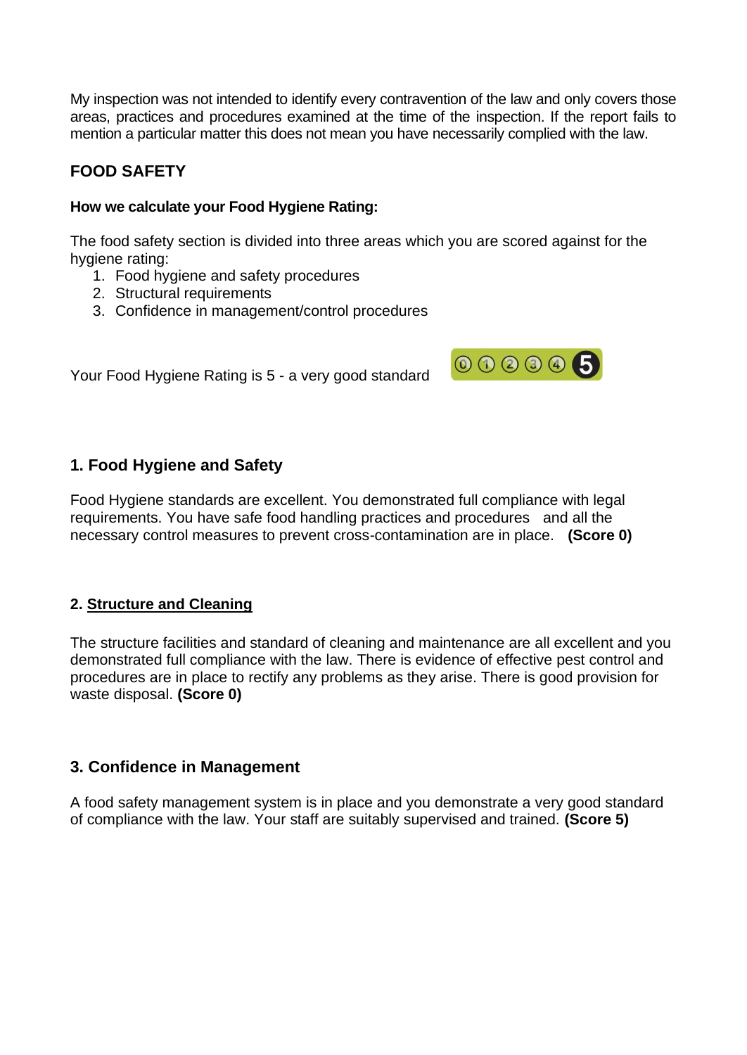My inspection was not intended to identify every contravention of the law and only covers those areas, practices and procedures examined at the time of the inspection. If the report fails to mention a particular matter this does not mean you have necessarily complied with the law.

## FOOD SAFETY

**How we calculate your Food Hygiene Rating:**

The food safety section is divided into three areas which you are scored against for the hygiene rating:

1. Food hygiene and safety procedures
2. Structural requirements
3. Confidence in management/control procedures

Your Food Hygiene Rating is 5 - a very good standard

0 1 2 3 4 5

### 1. Food Hygiene and Safety

Food Hygiene standards are excellent. You demonstrated full compliance with legal requirements. You have safe food handling practices and procedures and all the necessary control measures to prevent cross-contamination are in place. **(Score 0)**

### 2. Structure and Cleaning

The structure facilities and standard of cleaning and maintenance are all excellent and you demonstrated full compliance with the law. There is evidence of effective pest control and procedures are in place to rectify any problems as they arise. There is good provision for waste disposal. **(Score 0)**

### 3. Confidence in Management

A food safety management system is in place and you demonstrate a very good standard of compliance with the law. Your staff are suitably supervised and trained. **(Score 5)**